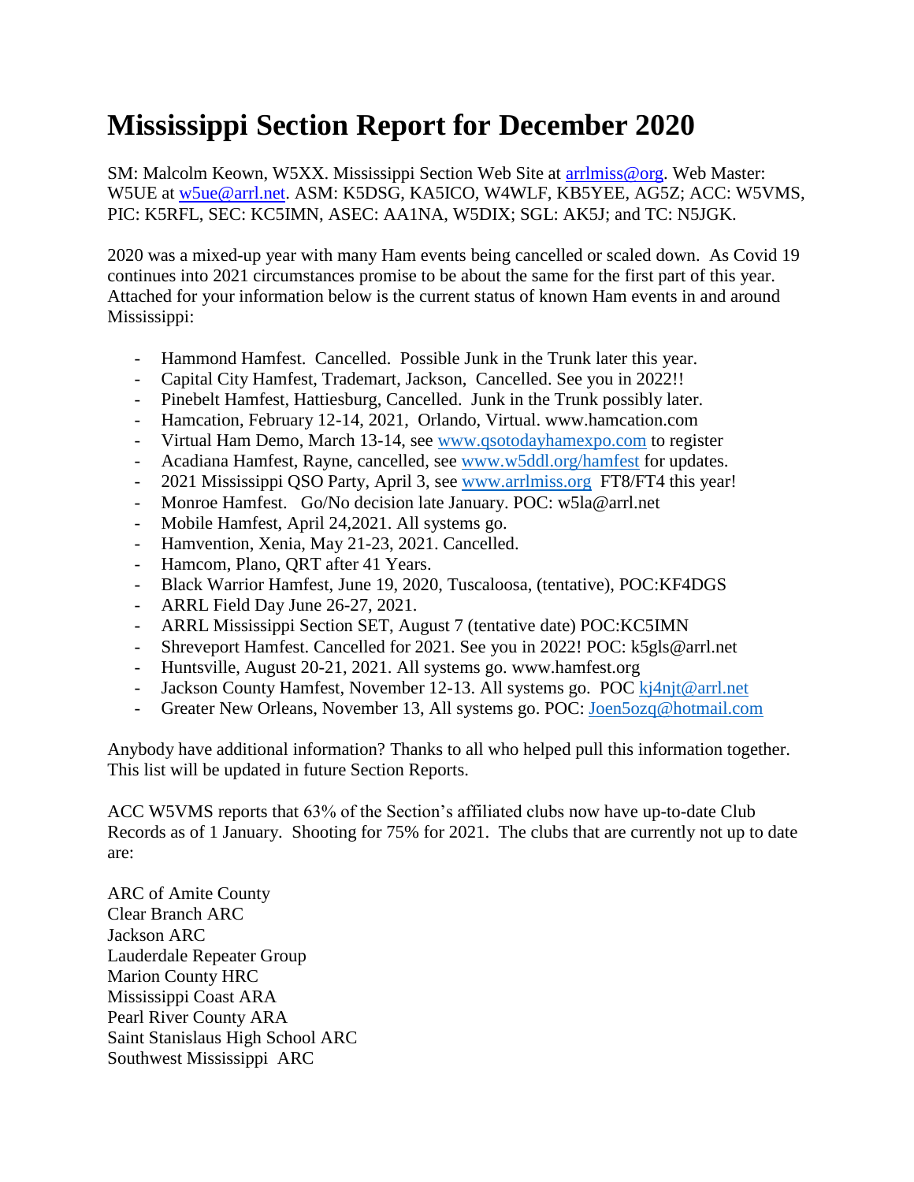# Mississippi Section Report for December 2020

SM: Malcolm Keown, W5XX. Mississippi Section Web Site at arrlmiss@org. Web Master: W5UE at w5ue@arrl.net. ASM: K5DSG, KA5ICO, W4WLF, KB5YEE, AG5Z; ACC: W5VMS, PIC: K5RFL, SEC: KC5IMN, ASEC: AA1NA, W5DIX; SGL: AK5J; and TC: N5JGK.

2020 was a mixed-up year with many Ham events being cancelled or scaled down. As Covid 19 continues into 2021 circumstances promise to be about the same for the first part of this year. Attached for your information below is the current status of known Ham events in and around Mississippi:

- Hammond Hamfest. Cancelled. Possible Junk in the Trunk later this year.
- Capital City Hamfest, Trademart, Jackson, Cancelled. See you in 2022!!
- Pinebelt Hamfest, Hattiesburg, Cancelled. Junk in the Trunk possibly later.
- Hamcation, February 12-14, 2021, Orlando, Virtual. www.hamcation.com
- Virtual Ham Demo, March 13-14, see www.qsotodayhamexpo.com to register
- Acadiana Hamfest, Rayne, cancelled, see www.w5ddl.org/hamfest for updates.
- 2021 Mississippi QSO Party, April 3, see www.arrlmiss.org FT8/FT4 this year!
- Monroe Hamfest. Go/No decision late January. POC: w5la@arrl.net
- Mobile Hamfest, April 24,2021. All systems go.
- Hamvention, Xenia, May 21-23, 2021. Cancelled.
- Hamcom, Plano, QRT after 41 Years.
- Black Warrior Hamfest, June 19, 2020, Tuscaloosa, (tentative), POC:KF4DGS
- ARRL Field Day June 26-27, 2021.
- ARRL Mississippi Section SET, August 7 (tentative date) POC:KC5IMN
- Shreveport Hamfest. Cancelled for 2021. See you in 2022! POC: k5gls@arrl.net
- Huntsville, August 20-21, 2021. All systems go. www.hamfest.org
- Jackson County Hamfest, November 12-13. All systems go. POC kj4njt@arrl.net
- Greater New Orleans, November 13, All systems go. POC: Joen5ozq@hotmail.com

Anybody have additional information? Thanks to all who helped pull this information together. This list will be updated in future Section Reports.

ACC W5VMS reports that 63% of the Section's affiliated clubs now have up-to-date Club Records as of 1 January. Shooting for 75% for 2021. The clubs that are currently not up to date are:

ARC of Amite County  
Clear Branch ARC  
Jackson ARC  
Lauderdale Repeater Group  
Marion County HRC  
Mississippi Coast ARA  
Pearl River County ARA  
Saint Stanislaus High School ARC  
Southwest Mississippi ARC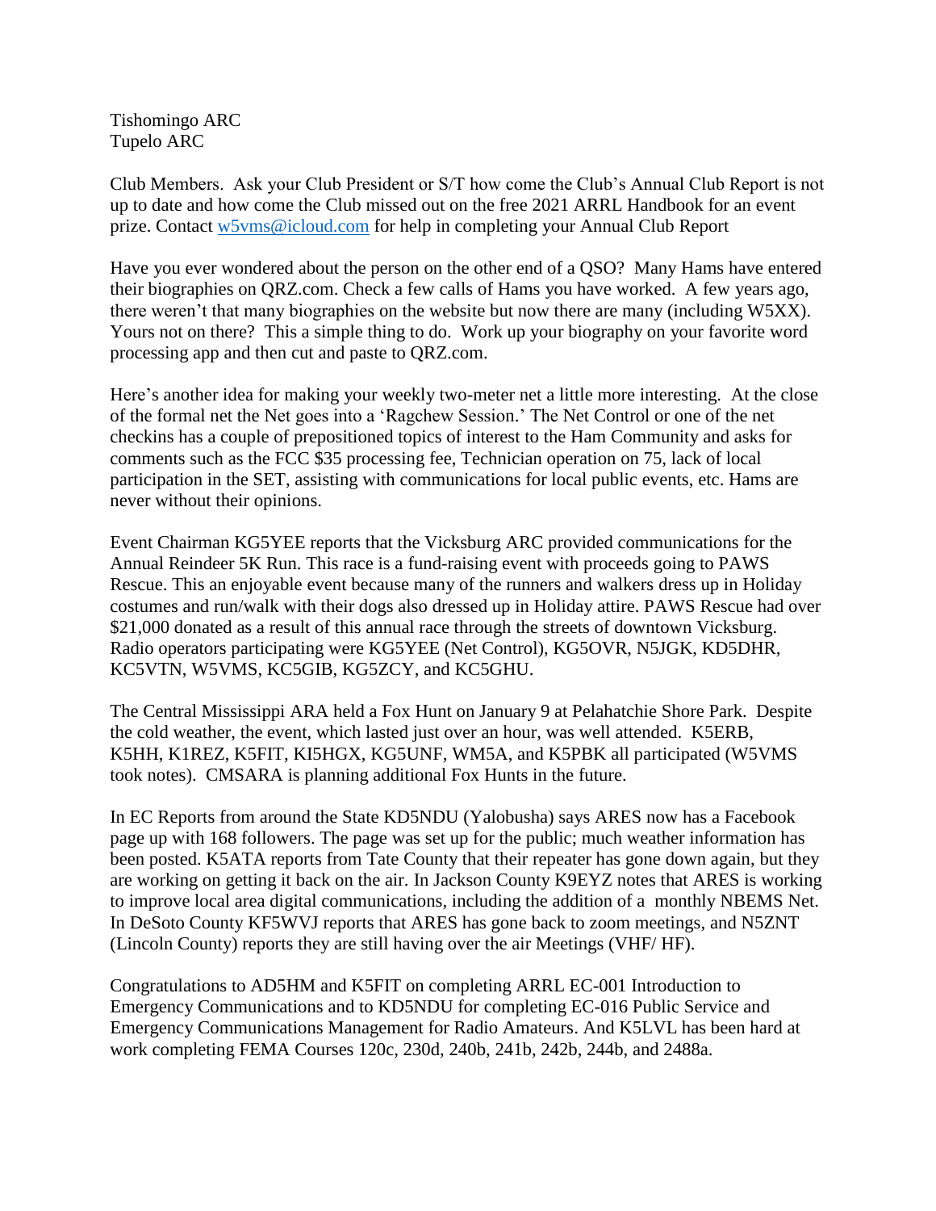Tishomingo ARC
Tupelo ARC

Club Members. Ask your Club President or S/T how come the Club's Annual Club Report is not up to date and how come the Club missed out on the free 2021 ARRL Handbook for an event prize. Contact w5vms@icloud.com for help in completing your Annual Club Report

Have you ever wondered about the person on the other end of a QSO? Many Hams have entered their biographies on QRZ.com. Check a few calls of Hams you have worked. A few years ago, there weren't that many biographies on the website but now there are many (including W5XX). Yours not on there? This a simple thing to do. Work up your biography on your favorite word processing app and then cut and paste to QRZ.com.

Here's another idea for making your weekly two-meter net a little more interesting. At the close of the formal net the Net goes into a 'Ragchew Session.' The Net Control or one of the net checkins has a couple of prepositioned topics of interest to the Ham Community and asks for comments such as the FCC $35 processing fee, Technician operation on 75, lack of local participation in the SET, assisting with communications for local public events, etc. Hams are never without their opinions.

Event Chairman KG5YEE reports that the Vicksburg ARC provided communications for the Annual Reindeer 5K Run. This race is a fund-raising event with proceeds going to PAWS Rescue. This an enjoyable event because many of the runners and walkers dress up in Holiday costumes and run/walk with their dogs also dressed up in Holiday attire. PAWS Rescue had over $21,000 donated as a result of this annual race through the streets of downtown Vicksburg. Radio operators participating were KG5YEE (Net Control), KG5OVR, N5JGK, KD5DHR, KC5VTN, W5VMS, KC5GIB, KG5ZCY, and KC5GHU.

The Central Mississippi ARA held a Fox Hunt on January 9 at Pelahatchie Shore Park. Despite the cold weather, the event, which lasted just over an hour, was well attended. K5ERB, K5HH, K1REZ, K5FIT, KI5HGX, KG5UNF, WM5A, and K5PBK all participated (W5VMS took notes). CMSARA is planning additional Fox Hunts in the future.

In EC Reports from around the State KD5NDU (Yalobusha) says ARES now has a Facebook page up with 168 followers. The page was set up for the public; much weather information has been posted. K5ATA reports from Tate County that their repeater has gone down again, but they are working on getting it back on the air. In Jackson County K9EYZ notes that ARES is working to improve local area digital communications, including the addition of a monthly NBEMS Net. In DeSoto County KF5WVJ reports that ARES has gone back to zoom meetings, and N5ZNT (Lincoln County) reports they are still having over the air Meetings (VHF/ HF).

Congratulations to AD5HM and K5FIT on completing ARRL EC-001 Introduction to Emergency Communications and to KD5NDU for completing EC-016 Public Service and Emergency Communications Management for Radio Amateurs. And K5LVL has been hard at work completing FEMA Courses 120c, 230d, 240b, 241b, 242b, 244b, and 2488a.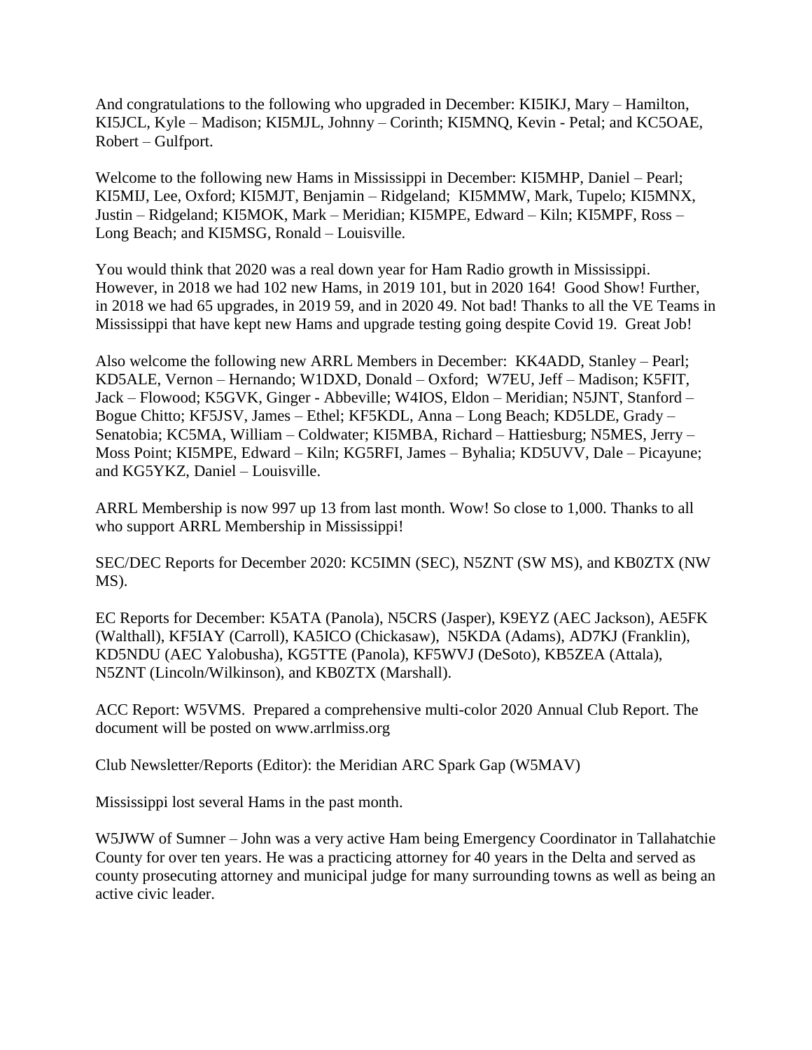And congratulations to the following who upgraded in December: KI5IKJ, Mary – Hamilton, KI5JCL, Kyle – Madison; KI5MJL, Johnny – Corinth; KI5MNQ, Kevin - Petal; and KC5OAE, Robert – Gulfport.

Welcome to the following new Hams in Mississippi in December: KI5MHP, Daniel – Pearl; KI5MIJ, Lee, Oxford; KI5MJT, Benjamin – Ridgeland; KI5MMW, Mark, Tupelo; KI5MNX, Justin – Ridgeland; KI5MOK, Mark – Meridian; KI5MPE, Edward – Kiln; KI5MPF, Ross – Long Beach; and KI5MSG, Ronald – Louisville.

You would think that 2020 was a real down year for Ham Radio growth in Mississippi. However, in 2018 we had 102 new Hams, in 2019 101, but in 2020 164! Good Show! Further, in 2018 we had 65 upgrades, in 2019 59, and in 2020 49. Not bad! Thanks to all the VE Teams in Mississippi that have kept new Hams and upgrade testing going despite Covid 19. Great Job!

Also welcome the following new ARRL Members in December: KK4ADD, Stanley – Pearl; KD5ALE, Vernon – Hernando; W1DXD, Donald – Oxford; W7EU, Jeff – Madison; K5FIT, Jack – Flowood; K5GVK, Ginger - Abbeville; W4IOS, Eldon – Meridian; N5JNT, Stanford – Bogue Chitto; KF5JSV, James – Ethel; KF5KDL, Anna – Long Beach; KD5LDE, Grady – Senatobia; KC5MA, William – Coldwater; KI5MBA, Richard – Hattiesburg; N5MES, Jerry – Moss Point; KI5MPE, Edward – Kiln; KG5RFI, James – Byhalia; KD5UVV, Dale – Picayune; and KG5YKZ, Daniel – Louisville.

ARRL Membership is now 997 up 13 from last month. Wow! So close to 1,000. Thanks to all who support ARRL Membership in Mississippi!

SEC/DEC Reports for December 2020: KC5IMN (SEC), N5ZNT (SW MS), and KB0ZTX (NW MS).

EC Reports for December: K5ATA (Panola), N5CRS (Jasper), K9EYZ (AEC Jackson), AE5FK (Walthall), KF5IAY (Carroll), KA5ICO (Chickasaw), N5KDA (Adams), AD7KJ (Franklin), KD5NDU (AEC Yalobusha), KG5TTE (Panola), KF5WVJ (DeSoto), KB5ZEA (Attala), N5ZNT (Lincoln/Wilkinson), and KB0ZTX (Marshall).

ACC Report: W5VMS. Prepared a comprehensive multi-color 2020 Annual Club Report. The document will be posted on www.arrlmiss.org

Club Newsletter/Reports (Editor): the Meridian ARC Spark Gap (W5MAV)

Mississippi lost several Hams in the past month.

W5JWW of Sumner – John was a very active Ham being Emergency Coordinator in Tallahatchie County for over ten years. He was a practicing attorney for 40 years in the Delta and served as county prosecuting attorney and municipal judge for many surrounding towns as well as being an active civic leader.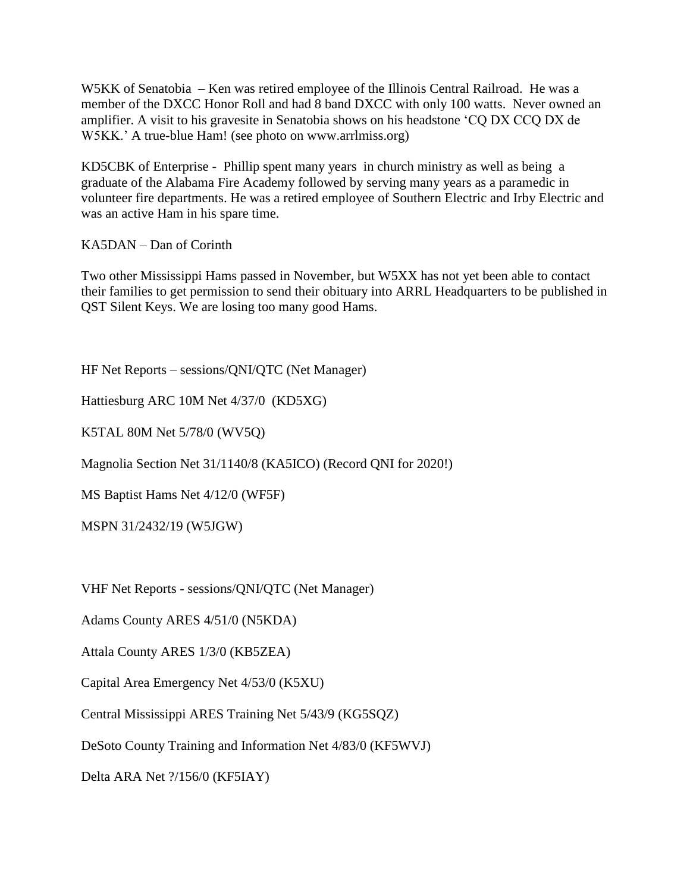W5KK of Senatobia – Ken was retired employee of the Illinois Central Railroad. He was a member of the DXCC Honor Roll and had 8 band DXCC with only 100 watts. Never owned an amplifier. A visit to his gravesite in Senatobia shows on his headstone 'CQ DX CCQ DX de W5KK.' A true-blue Ham! (see photo on www.arrlmiss.org)

KD5CBK of Enterprise - Phillip spent many years in church ministry as well as being a graduate of the Alabama Fire Academy followed by serving many years as a paramedic in volunteer fire departments. He was a retired employee of Southern Electric and Irby Electric and was an active Ham in his spare time.

KA5DAN – Dan of Corinth

Two other Mississippi Hams passed in November, but W5XX has not yet been able to contact their families to get permission to send their obituary into ARRL Headquarters to be published in QST Silent Keys. We are losing too many good Hams.

HF Net Reports – sessions/QNI/QTC (Net Manager)

Hattiesburg ARC 10M Net 4/37/0 (KD5XG)

K5TAL 80M Net 5/78/0 (WV5Q)

Magnolia Section Net 31/1140/8 (KA5ICO) (Record QNI for 2020!)

MS Baptist Hams Net 4/12/0 (WF5F)

MSPN 31/2432/19 (W5JGW)

VHF Net Reports - sessions/QNI/QTC (Net Manager)

Adams County ARES 4/51/0 (N5KDA)

Attala County ARES 1/3/0 (KB5ZEA)

Capital Area Emergency Net 4/53/0 (K5XU)

Central Mississippi ARES Training Net 5/43/9 (KG5SQZ)

DeSoto County Training and Information Net 4/83/0 (KF5WVJ)

Delta ARA Net ?/156/0 (KF5IAY)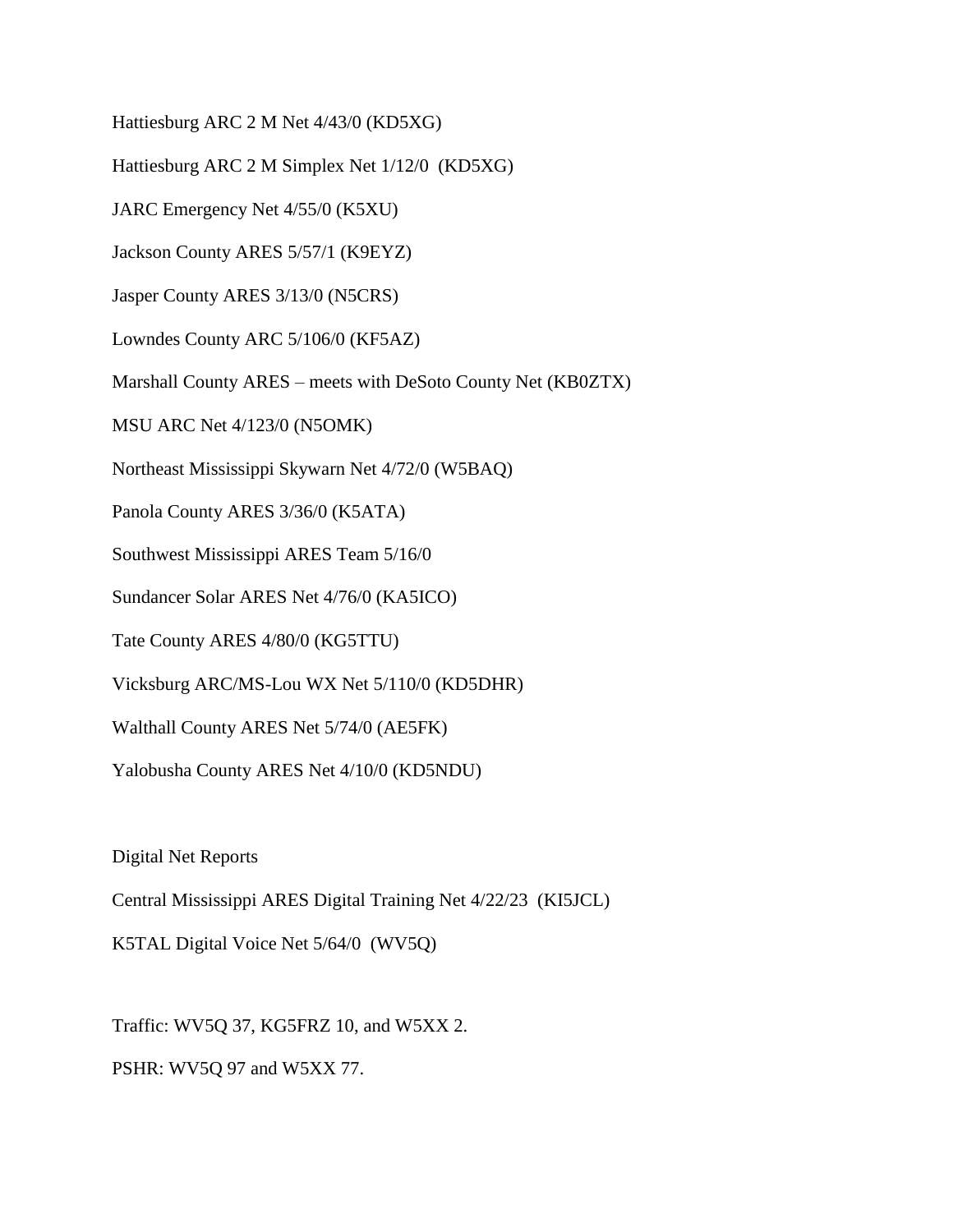Hattiesburg ARC 2 M Net 4/43/0 (KD5XG)

Hattiesburg ARC 2 M Simplex Net 1/12/0 (KD5XG)

JARC Emergency Net 4/55/0 (K5XU)

Jackson County ARES 5/57/1 (K9EYZ)

Jasper County ARES 3/13/0 (N5CRS)

Lowndes County ARC 5/106/0 (KF5AZ)

Marshall County ARES – meets with DeSoto County Net (KB0ZTX)

MSU ARC Net 4/123/0 (N5OMK)

Northeast Mississippi Skywarn Net 4/72/0 (W5BAQ)

Panola County ARES 3/36/0 (K5ATA)

Southwest Mississippi ARES Team 5/16/0

Sundancer Solar ARES Net 4/76/0 (KA5ICO)

Tate County ARES 4/80/0 (KG5TTU)

Vicksburg ARC/MS-Lou WX Net 5/110/0 (KD5DHR)

Walthall County ARES Net 5/74/0 (AE5FK)

Yalobusha County ARES Net 4/10/0 (KD5NDU)

Digital Net Reports

Central Mississippi ARES Digital Training Net 4/22/23 (KI5JCL)

K5TAL Digital Voice Net 5/64/0 (WV5Q)

Traffic: WV5Q 37, KG5FRZ 10, and W5XX 2.

PSHR: WV5Q 97 and W5XX 77.